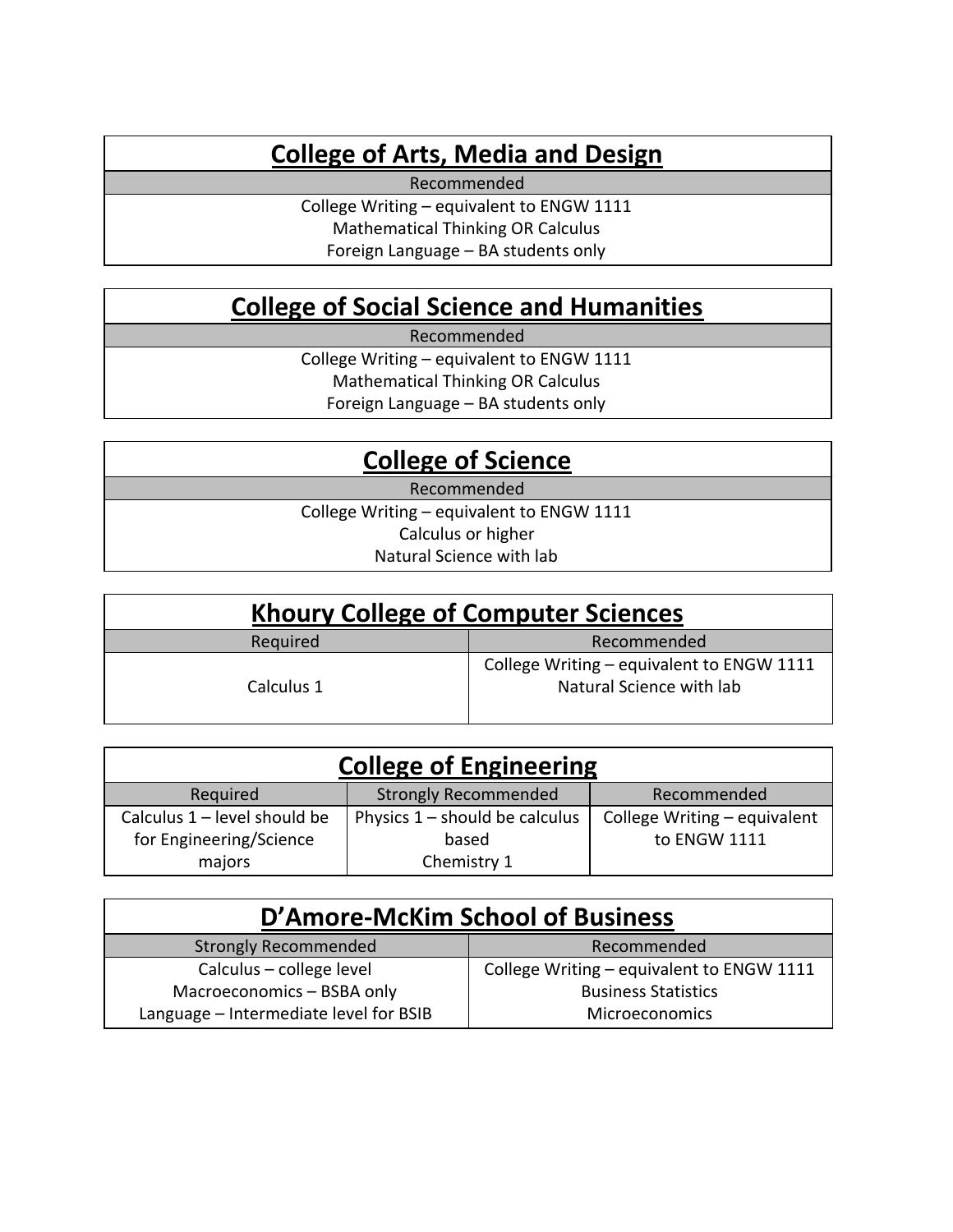## College of Arts, Media and Design

| Recommended |
| --- |
| College Writing – equivalent to ENGW 1111<br>Mathematical Thinking OR Calculus<br>Foreign Language – BA students only |

## College of Social Science and Humanities

| Recommended |
| --- |
| College Writing – equivalent to ENGW 1111<br>Mathematical Thinking OR Calculus<br>Foreign Language – BA students only |

## College of Science

| Recommended |
| --- |
| College Writing – equivalent to ENGW 1111<br>Calculus or higher<br>Natural Science with lab |

## Khoury College of Computer Sciences

| Required | Recommended |
| --- | --- |
| Calculus 1 | College Writing – equivalent to ENGW 1111<br>Natural Science with lab |

## College of Engineering

| Required | Strongly Recommended | Recommended |
| --- | --- | --- |
| Calculus 1 – level should be for Engineering/Science majors | Physics 1 – should be calculus based<br>Chemistry 1 | College Writing – equivalent to ENGW 1111 |

## D'Amore-McKim School of Business

| Strongly Recommended | Recommended |
| --- | --- |
| Calculus – college level<br>Macroeconomics – BSBA only<br>Language – Intermediate level for BSIB | College Writing – equivalent to ENGW 1111<br>Business Statistics<br>Microeconomics |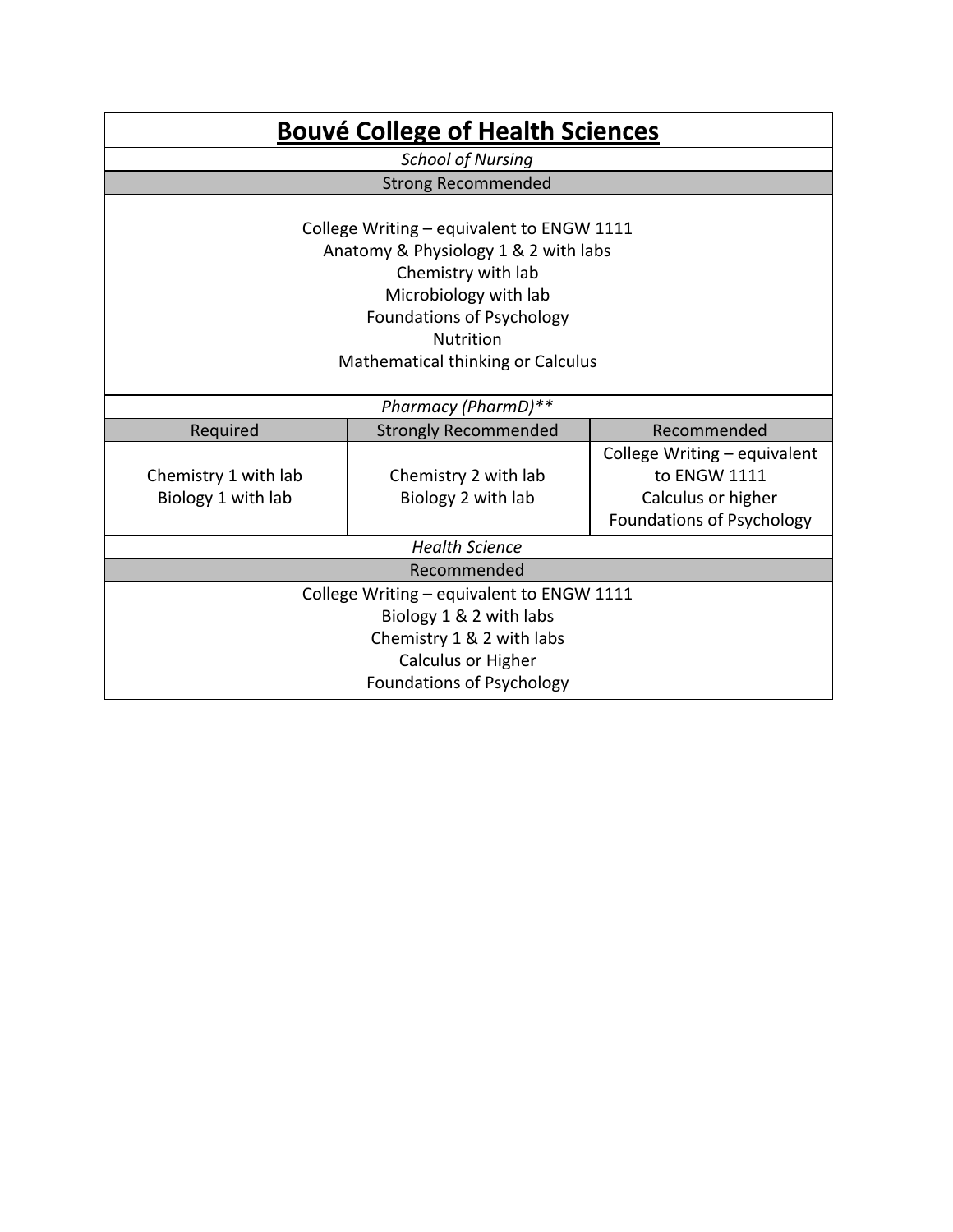## Bouvé College of Health Sciences

| | | |
|---|---|---|
| *School of Nursing* | | |
| Strong Recommended | | |
| College Writing – equivalent to ENGW 1111<br>Anatomy & Physiology 1 & 2 with labs<br>Chemistry with lab<br>Microbiology with lab<br>Foundations of Psychology<br>Nutrition<br>Mathematical thinking or Calculus | | |
| *Pharmacy (PharmD)** * | | |
| Required | Strongly Recommended | Recommended |
| Chemistry 1 with lab<br>Biology 1 with lab | Chemistry 2 with lab<br>Biology 2 with lab | College Writing – equivalent to ENGW 1111<br>Calculus or higher<br>Foundations of Psychology |
| *Health Science* | | |
| Recommended | | |
| College Writing – equivalent to ENGW 1111<br>Biology 1 & 2 with labs<br>Chemistry 1 & 2 with labs<br>Calculus or Higher<br>Foundations of Psychology | | |